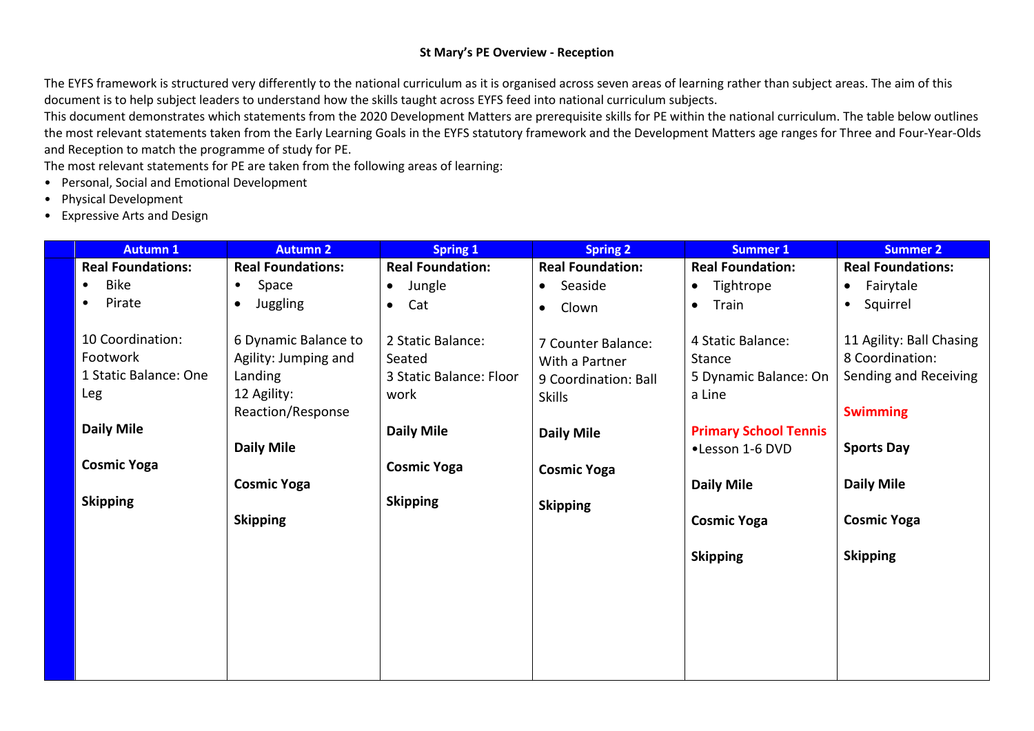**St Mary's PE Overview - Reception**

The EYFS framework is structured very differently to the national curriculum as it is organised across seven areas of learning rather than subject areas. The aim of this document is to help subject leaders to understand how the skills taught across EYFS feed into national curriculum subjects.
This document demonstrates which statements from the 2020 Development Matters are prerequisite skills for PE within the national curriculum. The table below outlines the most relevant statements taken from the Early Learning Goals in the EYFS statutory framework and the Development Matters age ranges for Three and Four-Year-Olds and Reception to match the programme of study for PE.
The most relevant statements for PE are taken from the following areas of learning:

- Personal, Social and Emotional Development
- Physical Development
- Expressive Arts and Design

| | Autumn 1 | Autumn 2 | Spring 1 | Spring 2 | Summer 1 | Summer 2 |
|---|---|---|---|---|---|---|
| | **Real Foundations:**<br>• Bike<br>• Pirate<br><br>10 Coordination: Footwork<br>1 Static Balance: One Leg<br><br>**Daily Mile**<br><br>**Cosmic Yoga**<br><br>**Skipping** | **Real Foundations:**<br>• Space<br>• Juggling<br><br>6 Dynamic Balance to Agility: Jumping and Landing<br>12 Agility: Reaction/Response<br><br>**Daily Mile**<br><br>**Cosmic Yoga**<br><br>**Skipping** | **Real Foundation:**<br>• Jungle<br>• Cat<br><br>2 Static Balance: Seated<br>3 Static Balance: Floor work<br><br>**Daily Mile**<br><br>**Cosmic Yoga**<br><br>**Skipping** | **Real Foundation:**<br>• Seaside<br>• Clown<br><br>7 Counter Balance: With a Partner<br>9 Coordination: Ball Skills<br><br>**Daily Mile**<br><br>**Cosmic Yoga**<br><br>**Skipping** | **Real Foundation:**<br>• Tightrope<br>• Train<br><br>4 Static Balance: Stance<br>5 Dynamic Balance: On a Line<br><br>**Primary School Tennis**<br>•Lesson 1-6 DVD<br><br>**Daily Mile**<br><br>**Cosmic Yoga**<br><br>**Skipping** | **Real Foundations:**<br>• Fairytale<br>• Squirrel<br><br>11 Agility: Ball Chasing<br>8 Coordination: Sending and Receiving<br><br>**Swimming**<br><br>**Sports Day**<br><br>**Daily Mile**<br><br>**Cosmic Yoga**<br><br>**Skipping** |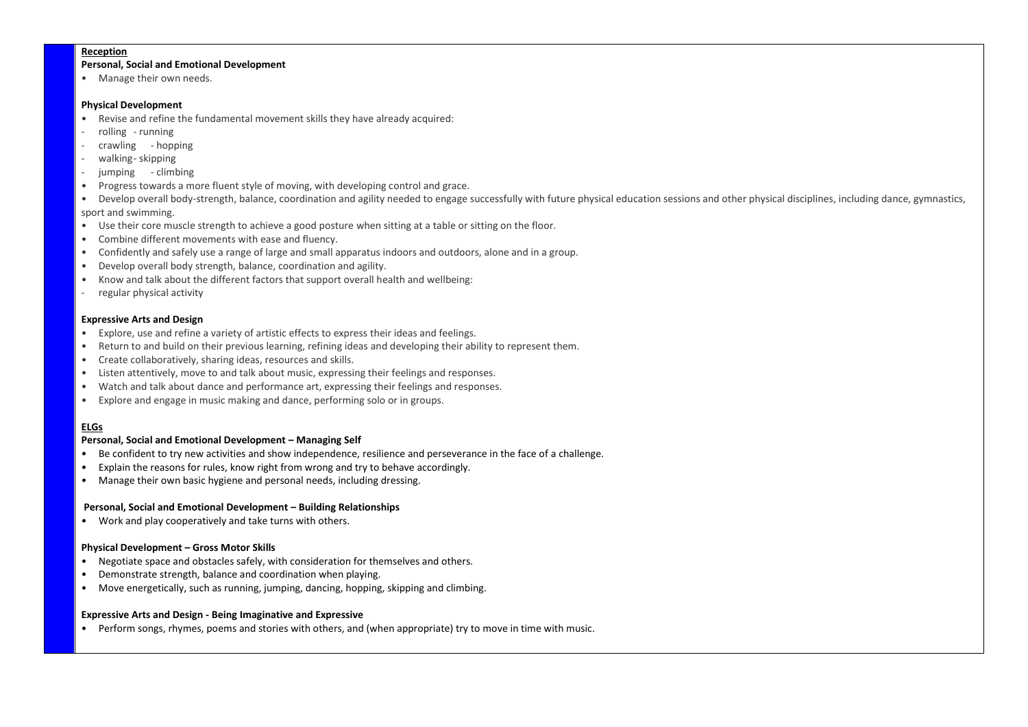**Reception**

**Personal, Social and Emotional Development**

- Manage their own needs.

**Physical Development**

- Revise and refine the fundamental movement skills they have already acquired:
  - rolling - running
  - crawling - hopping
  - walking - skipping
  - jumping - climbing
- Progress towards a more fluent style of moving, with developing control and grace.
- Develop overall body-strength, balance, coordination and agility needed to engage successfully with future physical education sessions and other physical disciplines, including dance, gymnastics, sport and swimming.
- Use their core muscle strength to achieve a good posture when sitting at a table or sitting on the floor.
- Combine different movements with ease and fluency.
- Confidently and safely use a range of large and small apparatus indoors and outdoors, alone and in a group.
- Develop overall body strength, balance, coordination and agility.
- Know and talk about the different factors that support overall health and wellbeing:
  - regular physical activity

**Expressive Arts and Design**

- Explore, use and refine a variety of artistic effects to express their ideas and feelings.
- Return to and build on their previous learning, refining ideas and developing their ability to represent them.
- Create collaboratively, sharing ideas, resources and skills.
- Listen attentively, move to and talk about music, expressing their feelings and responses.
- Watch and talk about dance and performance art, expressing their feelings and responses.
- Explore and engage in music making and dance, performing solo or in groups.

**ELGs**

**Personal, Social and Emotional Development – Managing Self**

- Be confident to try new activities and show independence, resilience and perseverance in the face of a challenge.
- Explain the reasons for rules, know right from wrong and try to behave accordingly.
- Manage their own basic hygiene and personal needs, including dressing.

**Personal, Social and Emotional Development – Building Relationships**

- Work and play cooperatively and take turns with others.

**Physical Development – Gross Motor Skills**

- Negotiate space and obstacles safely, with consideration for themselves and others.
- Demonstrate strength, balance and coordination when playing.
- Move energetically, such as running, jumping, dancing, hopping, skipping and climbing.

**Expressive Arts and Design - Being Imaginative and Expressive**

- Perform songs, rhymes, poems and stories with others, and (when appropriate) try to move in time with music.